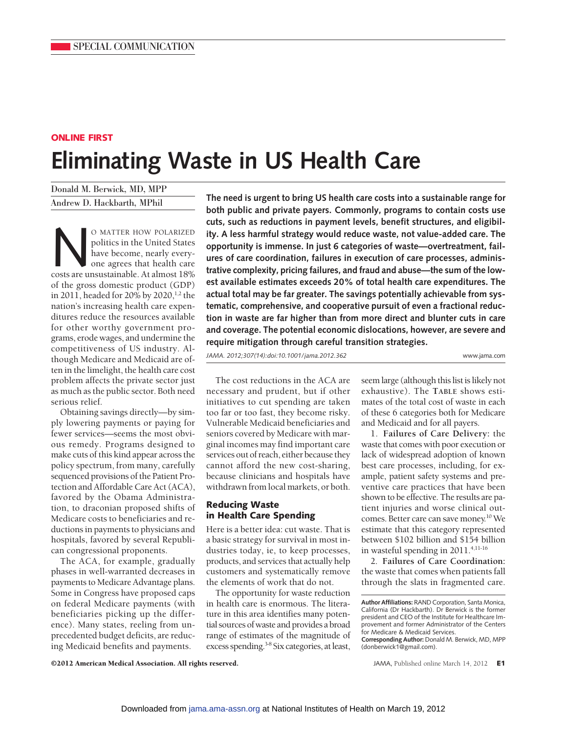SPECIAL COMMUNICATION

**ONLINE FIRST**

# Eliminating Waste in US Health Care

Donald M. Berwick, MD, MPP

Andrew D. Hackbarth, MPhil

**The need is urgent to bring US health care costs into a sustainable range for both public and private payers. Commonly, programs to contain costs use cuts, such as reductions in payment levels, benefit structures, and eligibility. A less harmful strategy would reduce waste, not value-added care. The opportunity is immense. In just 6 categories of waste—overtreatment, failures of care coordination, failures in execution of care processes, administrative complexity, pricing failures, and fraud and abuse—the sum of the lowest available estimates exceeds 20% of total health care expenditures. The actual total may be far greater. The savings potentially achievable from systematic, comprehensive, and cooperative pursuit of even a fractional reduction in waste are far higher than from more direct and blunter cuts in care and coverage. The potential economic dislocations, however, are severe and require mitigation through careful transition strategies.**

*JAMA. 2012;307(14):doi:10.1001/jama.2012.362*

No matter how polarized politics in the United States have become, nearly everyone agrees that health care costs are unsustainable. At almost 18% of the gross domestic product (GDP) in 2011, headed for 20% by 2020,[1,2] the nation's increasing health care expenditures reduce the resources available for other worthy government programs, erode wages, and undermine the competitiveness of US industry. Although Medicare and Medicaid are often in the limelight, the health care cost problem affects the private sector just as much as the public sector. Both need serious relief.

Obtaining savings directly—by simply lowering payments or paying for fewer services—seems the most obvious remedy. Programs designed to make cuts of this kind appear across the policy spectrum, from many, carefully sequenced provisions of the Patient Protection and Affordable Care Act (ACA), favored by the Obama Administration, to draconian proposed shifts of Medicare costs to beneficiaries and reductions in payments to physicians and hospitals, favored by several Republican congressional proponents.

The ACA, for example, gradually phases in well-warranted decreases in payments to Medicare Advantage plans. Some in Congress have proposed caps on federal Medicare payments (with beneficiaries picking up the difference). Many states, reeling from unprecedented budget deficits, are reducing Medicaid benefits and payments.

The cost reductions in the ACA are necessary and prudent, but if other initiatives to cut spending are taken too far or too fast, they become risky. Vulnerable Medicaid beneficiaries and seniors covered by Medicare with marginal incomes may find important care services out of reach, either because they cannot afford the new cost-sharing, because clinicians and hospitals have withdrawn from local markets, or both.

## Reducing Waste in Health Care Spending

Here is a better idea: cut waste. That is a basic strategy for survival in most industries today, ie, to keep processes, products, and services that actually help customers and systematically remove the elements of work that do not.

The opportunity for waste reduction in health care is enormous. The literature in this area identifies many potential sources of waste and provides a broad range of estimates of the magnitude of excess spending.[3-8] Six categories, at least, seem large (although this list is likely not exhaustive). The TABLE shows estimates of the total cost of waste in each of these 6 categories both for Medicare and Medicaid and for all payers.

1. **Failures of Care Delivery:** the waste that comes with poor execution or lack of widespread adoption of known best care processes, including, for example, patient safety systems and preventive care practices that have been shown to be effective. The results are patient injuries and worse clinical outcomes. Better care can save money.[10] We estimate that this category represented between $102 billion and $154 billion in wasteful spending in 2011.[4,11-16]

2. **Failures of Care Coordination:** the waste that comes when patients fall through the slats in fragmented care.

**Author Affiliations:** RAND Corporation, Santa Monica, California (Dr Hackbarth). Dr Berwick is the former president and CEO of the Institute for Healthcare Improvement and former Administrator of the Centers for Medicare & Medicaid Services.

**Corresponding Author:** Donald M. Berwick, MD, MPP (donberwick1@gmail.com).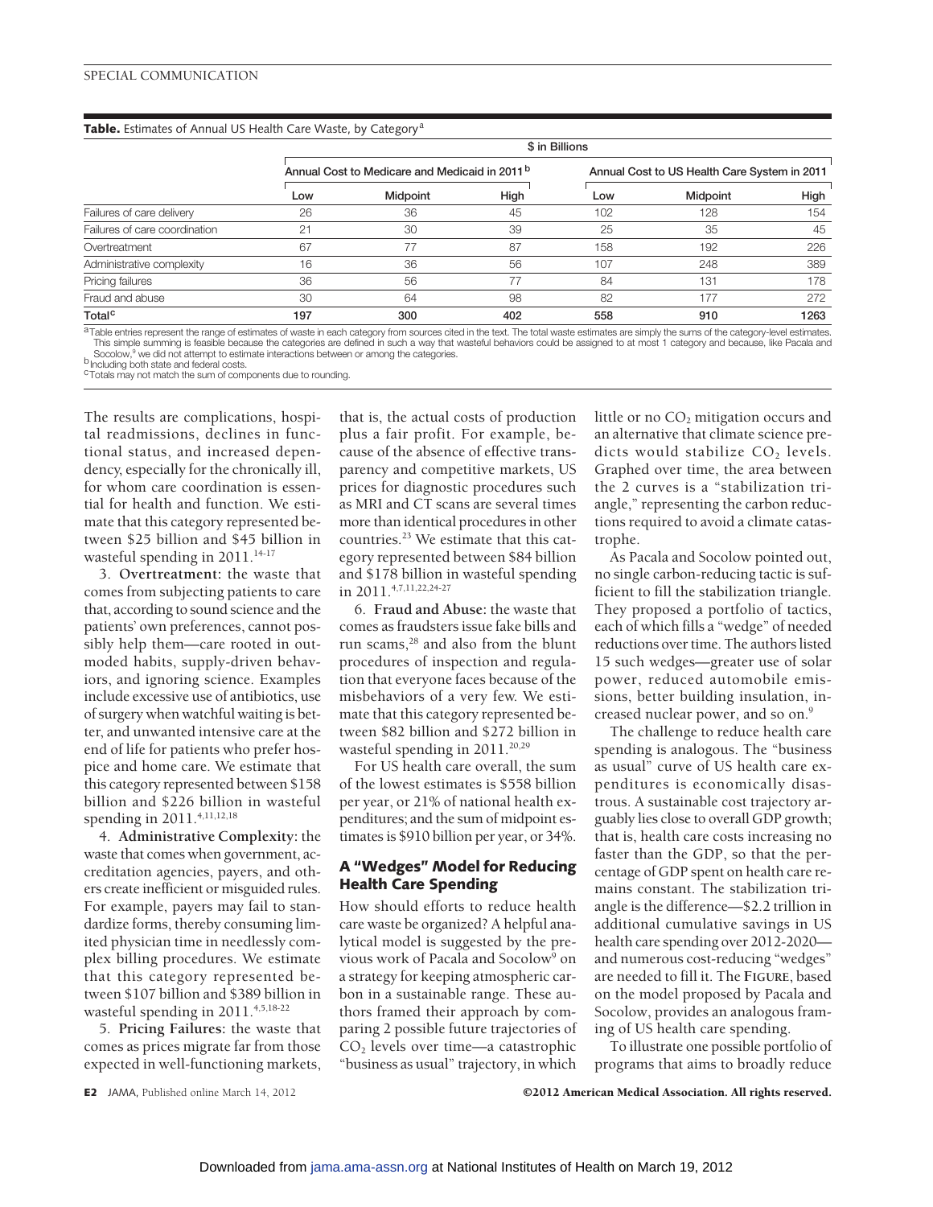**Table.** Estimates of Annual US Health Care Waste, by Category[a]

| | $ in Billions | | | | | |
|---|---|---|---|---|---|---|
| | Annual Cost to Medicare and Medicaid in 2011[b] | | | Annual Cost to US Health Care System in 2011 | | |
| | Low | Midpoint | High | Low | Midpoint | High |
| Failures of care delivery | 26 | 36 | 45 | 102 | 128 | 154 |
| Failures of care coordination | 21 | 30 | 39 | 25 | 35 | 45 |
| Overtreatment | 67 | 77 | 87 | 158 | 192 | 226 |
| Administrative complexity | 16 | 36 | 56 | 107 | 248 | 389 |
| Pricing failures | 36 | 56 | 77 | 84 | 131 | 178 |
| Fraud and abuse | 30 | 64 | 98 | 82 | 177 | 272 |
| **Total[c]** | **197** | **300** | **402** | **558** | **910** | **1263** |

[a]Table entries represent the range of estimates of waste in each category from sources cited in the text. The total waste estimates are simply the sums of the category-level estimates. This simple summing is feasible because the categories are defined in such a way that wasteful behaviors could be assigned to at most 1 category and because, like Pacala and Socolow,[9] we did not attempt to estimate interactions between or among the categories.
[b]Including both state and federal costs.
[c]Totals may not match the sum of components due to rounding.

The results are complications, hospital readmissions, declines in functional status, and increased dependency, especially for the chronically ill, for whom care coordination is essential for health and function. We estimate that this category represented between \$25 billion and \$45 billion in wasteful spending in 2011.[14-17]

3. **Overtreatment:** the waste that comes from subjecting patients to care that, according to sound science and the patients' own preferences, cannot possibly help them—care rooted in outmoded habits, supply-driven behaviors, and ignoring science. Examples include excessive use of antibiotics, use of surgery when watchful waiting is better, and unwanted intensive care at the end of life for patients who prefer hospice and home care. We estimate that this category represented between \$158 billion and \$226 billion in wasteful spending in 2011.[4,11,12,18]

4. **Administrative Complexity:** the waste that comes when government, accreditation agencies, payers, and others create inefficient or misguided rules. For example, payers may fail to standardize forms, thereby consuming limited physician time in needlessly complex billing procedures. We estimate that this category represented between \$107 billion and \$389 billion in wasteful spending in 2011.[4,5,18-22]

5. **Pricing Failures:** the waste that comes as prices migrate far from those expected in well-functioning markets, that is, the actual costs of production plus a fair profit. For example, because of the absence of effective transparency and competitive markets, US prices for diagnostic procedures such as MRI and CT scans are several times more than identical procedures in other countries.[23] We estimate that this category represented between \$84 billion and \$178 billion in wasteful spending in 2011.[4,7,11,22,24-27]

6. **Fraud and Abuse:** the waste that comes as fraudsters issue fake bills and run scams,[28] and also from the blunt procedures of inspection and regulation that everyone faces because of the misbehaviors of a very few. We estimate that this category represented between \$82 billion and \$272 billion in wasteful spending in 2011.[20,29]

For US health care overall, the sum of the lowest estimates is \$558 billion per year, or 21% of national health expenditures; and the sum of midpoint estimates is \$910 billion per year, or 34%.

## A "Wedges" Model for Reducing Health Care Spending

How should efforts to reduce health care waste be organized? A helpful analytical model is suggested by the previous work of Pacala and Socolow[9] on a strategy for keeping atmospheric carbon in a sustainable range. These authors framed their approach by comparing 2 possible future trajectories of $CO_2$ levels over time—a catastrophic "business as usual" trajectory, in which little or no $CO_2$ mitigation occurs and an alternative that climate science predicts would stabilize $CO_2$ levels. Graphed over time, the area between the 2 curves is a "stabilization triangle," representing the carbon reductions required to avoid a climate catastrophe.

As Pacala and Socolow pointed out, no single carbon-reducing tactic is sufficient to fill the stabilization triangle. They proposed a portfolio of tactics, each of which fills a "wedge" of needed reductions over time. The authors listed 15 such wedges—greater use of solar power, reduced automobile emissions, better building insulation, increased nuclear power, and so on.[9]

The challenge to reduce health care spending is analogous. The "business as usual" curve of US health care expenditures is economically disastrous. A sustainable cost trajectory arguably lies close to overall GDP growth; that is, health care costs increasing no faster than the GDP, so that the percentage of GDP spent on health care remains constant. The stabilization triangle is the difference—\$2.2 trillion in additional cumulative savings in US health care spending over 2012-2020—and numerous cost-reducing "wedges" are needed to fill it. The FIGURE, based on the model proposed by Pacala and Socolow, provides an analogous framing of US health care spending.

To illustrate one possible portfolio of programs that aims to broadly reduce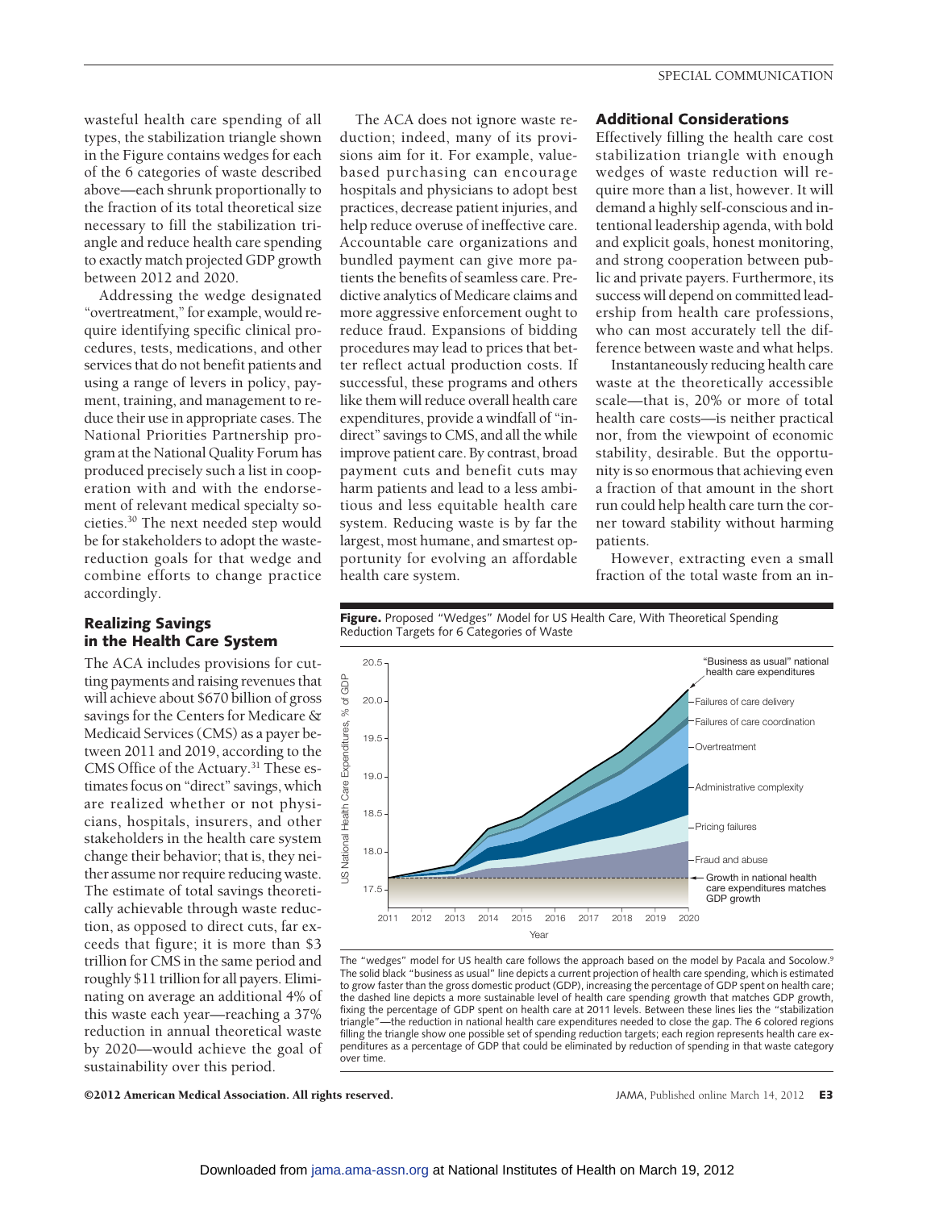wasteful health care spending of all types, the stabilization triangle shown in the Figure contains wedges for each of the 6 categories of waste described above—each shrunk proportionally to the fraction of its total theoretical size necessary to fill the stabilization triangle and reduce health care spending to exactly match projected GDP growth between 2012 and 2020.

Addressing the wedge designated "overtreatment," for example, would require identifying specific clinical procedures, tests, medications, and other services that do not benefit patients and using a range of levers in policy, payment, training, and management to reduce their use in appropriate cases. The National Priorities Partnership program at the National Quality Forum has produced precisely such a list in cooperation with and with the endorsement of relevant medical specialty societies.[30] The next needed step would be for stakeholders to adopt the waste-reduction goals for that wedge and combine efforts to change practice accordingly.

## Realizing Savings in the Health Care System

The ACA includes provisions for cutting payments and raising revenues that will achieve about $670 billion of gross savings for the Centers for Medicare & Medicaid Services (CMS) as a payer between 2011 and 2019, according to the CMS Office of the Actuary.[31] These estimates focus on "direct" savings, which are realized whether or not physicians, hospitals, insurers, and other stakeholders in the health care system change their behavior; that is, they neither assume nor require reducing waste. The estimate of total savings theoretically achievable through waste reduction, as opposed to direct cuts, far exceeds that figure; it is more than $3 trillion for CMS in the same period and roughly $11 trillion for all payers. Eliminating on average an additional 4% of this waste each year—reaching a 37% reduction in annual theoretical waste by 2020—would achieve the goal of sustainability over this period.

The ACA does not ignore waste reduction; indeed, many of its provisions aim for it. For example, value-based purchasing can encourage hospitals and physicians to adopt best practices, decrease patient injuries, and help reduce overuse of ineffective care. Accountable care organizations and bundled payment can give more patients the benefits of seamless care. Predictive analytics of Medicare claims and more aggressive enforcement ought to reduce fraud. Expansions of bidding procedures may lead to prices that better reflect actual production costs. If successful, these programs and others like them will reduce overall health care expenditures, provide a windfall of "indirect" savings to CMS, and all the while improve patient care. By contrast, broad payment cuts and benefit cuts may harm patients and lead to a less ambitious and less equitable health care system. Reducing waste is by far the largest, most humane, and smartest opportunity for evolving an affordable health care system.

## Additional Considerations

Effectively filling the health care cost stabilization triangle with enough wedges of waste reduction will require more than a list, however. It will demand a highly self-conscious and intentional leadership agenda, with bold and explicit goals, honest monitoring, and strong cooperation between public and private payers. Furthermore, its success will depend on committed leadership from health care professions, who can most accurately tell the difference between waste and what helps.

Instantaneously reducing health care waste at the theoretically accessible scale—that is, 20% or more of total health care costs—is neither practical nor, from the viewpoint of economic stability, desirable. But the opportunity is so enormous that achieving even a fraction of that amount in the short run could help health care turn the corner toward stability without harming patients.

However, extracting even a small fraction of the total waste from an in-

**Figure.** Proposed "Wedges" Model for US Health Care, With Theoretical Spending Reduction Targets for 6 Categories of Waste

US National Health Care Expenditures, % of GDP
20.5
20.0
19.5
19.0
18.5
18.0
17.5
2011 2012 2013 2014 2015 2016 2017 2018 2019 2020
Year
"Business as usual" national health care expenditures
Failures of care delivery
Failures of care coordination
Overtreatment
Administrative complexity
Pricing failures
Fraud and abuse
Growth in national health care expenditures matches GDP growth

The "wedges" model for US health care follows the approach based on the model by Pacala and Socolow.[9] The solid black "business as usual" line depicts a current projection of health care spending, which is estimated to grow faster than the gross domestic product (GDP), increasing the percentage of GDP spent on health care; the dashed line depicts a more sustainable level of health care spending growth that matches GDP growth, fixing the percentage of GDP spent on health care at 2011 levels. Between these lines lies the "stabilization triangle"—the reduction in national health care expenditures needed to close the gap. The 6 colored regions filling the triangle show one possible set of spending reduction targets; each region represents health care expenditures as a percentage of GDP that could be eliminated by reduction of spending in that waste category over time.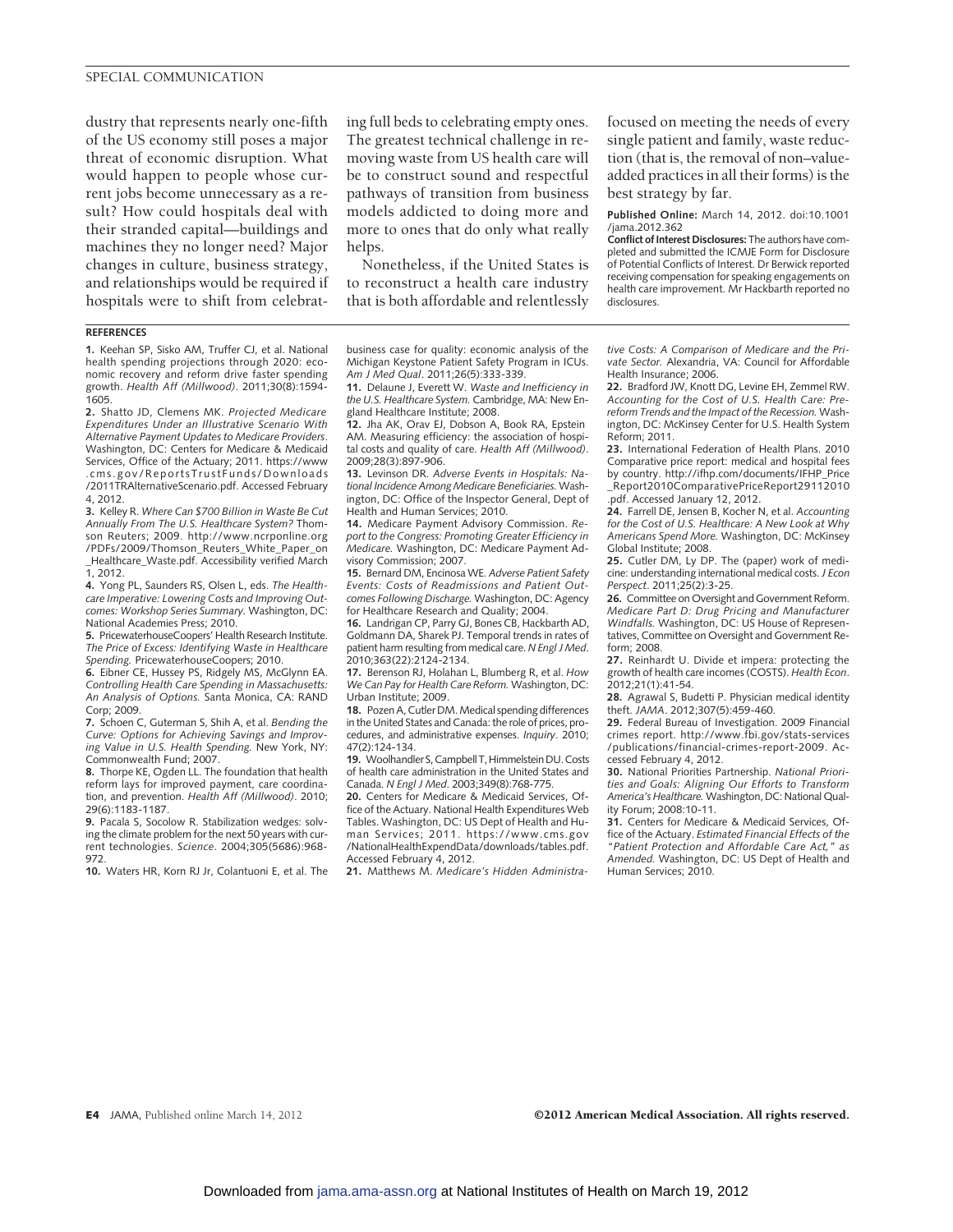dustry that represents nearly one-fifth of the US economy still poses a major threat of economic disruption. What would happen to people whose current jobs become unnecessary as a result? How could hospitals deal with their stranded capital—buildings and machines they no longer need? Major changes in culture, business strategy, and relationships would be required if hospitals were to shift from celebrating full beds to celebrating empty ones. The greatest technical challenge in removing waste from US health care will be to construct sound and respectful pathways of transition from business models addicted to doing more and more to ones that do only what really helps.

Nonetheless, if the United States is to reconstruct a health care industry that is both affordable and relentlessly focused on meeting the needs of every single patient and family, waste reduction (that is, the removal of non–value-added practices in all their forms) is the best strategy by far.

**Published Online:** March 14, 2012. doi:10.1001/jama.2012.362

**Conflict of Interest Disclosures:** The authors have completed and submitted the ICMJE Form for Disclosure of Potential Conflicts of Interest. Dr Berwick reported receiving compensation for speaking engagements on health care improvement. Mr Hackbarth reported no disclosures.

## REFERENCES

1. Keehan SP, Sisko AM, Truffer CJ, et al. National health spending projections through 2020: economic recovery and reform drive faster spending growth. *Health Aff (Millwood)*. 2011;30(8):1594-1605.
2. Shatto JD, Clemens MK. *Projected Medicare Expenditures Under an Illustrative Scenario With Alternative Payment Updates to Medicare Providers*. Washington, DC: Centers for Medicare & Medicaid Services, Office of the Actuary; 2011. https://www.cms.gov/ReportsTrustFunds/Downloads/2011TRAlternativeScenario.pdf. Accessed February 4, 2012.
3. Kelley R. *Where Can $700 Billion in Waste Be Cut Annually From The U.S. Healthcare System?* Thomson Reuters; 2009. http://www.ncrponline.org/PDFs/2009/Thomson_Reuters_White_Paper_on_Healthcare_Waste.pdf. Accessibility verified March 1, 2012.
4. Yong PL, Saunders RS, Olsen L, eds. *The Healthcare Imperative: Lowering Costs and Improving Outcomes: Workshop Series Summary*. Washington, DC: National Academies Press; 2010.
5. PricewaterhouseCoopers' Health Research Institute. *The Price of Excess: Identifying Waste in Healthcare Spending.* PricewaterhouseCoopers; 2010.
6. Eibner CE, Hussey PS, Ridgely MS, McGlynn EA. *Controlling Health Care Spending in Massachusetts: An Analysis of Options.* Santa Monica, CA: RAND Corp; 2009.
7. Schoen C, Guterman S, Shih A, et al. *Bending the Curve: Options for Achieving Savings and Improving Value in U.S. Health Spending.* New York, NY: Commonwealth Fund; 2007.
8. Thorpe KE, Ogden LL. The foundation that health reform lays for improved payment, care coordination, and prevention. *Health Aff (Millwood)*. 2010;29(6):1183-1187.
9. Pacala S, Socolow R. Stabilization wedges: solving the climate problem for the next 50 years with current technologies. *Science*. 2004;305(5686):968-972.
10. Waters HR, Korn RJ Jr, Colantuoni E, et al. The business case for quality: economic analysis of the Michigan Keystone Patient Safety Program in ICUs. *Am J Med Qual*. 2011;26(5):333-339.
11. Delaune J, Everett W. *Waste and Inefficiency in the U.S. Healthcare System.* Cambridge, MA: New England Healthcare Institute; 2008.
12. Jha AK, Orav EJ, Dobson A, Book RA, Epstein AM. Measuring efficiency: the association of hospital costs and quality of care. *Health Aff (Millwood)*. 2009;28(3):897-906.
13. Levinson DR. *Adverse Events in Hospitals: National Incidence Among Medicare Beneficiaries.* Washington, DC: Office of the Inspector General, Dept of Health and Human Services; 2010.
14. Medicare Payment Advisory Commission. *Report to the Congress: Promoting Greater Efficiency in Medicare.* Washington, DC: Medicare Payment Advisory Commission; 2007.
15. Bernard DM, Encinosa WE. *Adverse Patient Safety Events: Costs of Readmissions and Patient Outcomes Following Discharge.* Washington, DC: Agency for Healthcare Research and Quality; 2004.
16. Landrigan CP, Parry GJ, Bones CB, Hackbarth AD, Goldmann DA, Sharek PJ. Temporal trends in rates of patient harm resulting from medical care. *N Engl J Med*. 2010;363(22):2124-2134.
17. Berenson RJ, Holahan L, Blumberg R, et al. *How We Can Pay for Health Care Reform.* Washington, DC: Urban Institute; 2009.
18. Pozen A, Cutler DM. Medical spending differences in the United States and Canada: the role of prices, procedures, and administrative expenses. *Inquiry*. 2010;47(2):124-134.
19. Woolhandler S, Campbell T, Himmelstein DU. Costs of health care administration in the United States and Canada. *N Engl J Med*. 2003;349(8):768-775.
20. Centers for Medicare & Medicaid Services, Office of the Actuary. National Health Expenditures Web Tables. Washington, DC: US Dept of Health and Human Services; 2011. https://www.cms.gov/NationalHealthExpendData/downloads/tables.pdf. Accessed February 4, 2012.
21. Matthews M. *Medicare's Hidden Administrative Costs: A Comparison of Medicare and the Private Sector.* Alexandria, VA: Council for Affordable Health Insurance; 2006.
22. Bradford JW, Knott DG, Levine EH, Zemmel RW. *Accounting for the Cost of U.S. Health Care: Pre-reform Trends and the Impact of the Recession.* Washington, DC: McKinsey Center for U.S. Health System Reform; 2011.
23. International Federation of Health Plans. 2010 Comparative price report: medical and hospital fees by country. http://ifhp.com/documents/IFHP_Price_Report2010ComparativePriceReport29112010.pdf. Accessed January 12, 2012.
24. Farrell DE, Jensen B, Kocher N, et al. *Accounting for the Cost of U.S. Healthcare: A New Look at Why Americans Spend More.* Washington, DC: McKinsey Global Institute; 2008.
25. Cutler DM, Ly DP. The (paper) work of medicine: understanding international medical costs. *J Econ Perspect*. 2011;25(2):3-25.
26. Committee on Oversight and Government Reform. *Medicare Part D: Drug Pricing and Manufacturer Windfalls.* Washington, DC: US House of Representatives, Committee on Oversight and Government Reform; 2008.
27. Reinhardt U. Divide et impera: protecting the growth of health care incomes (COSTS). *Health Econ*. 2012;21(1):41-54.
28. Agrawal S, Budetti P. Physician medical identity theft. *JAMA*. 2012;307(5):459-460.
29. Federal Bureau of Investigation. 2009 Financial crimes report. http://www.fbi.gov/stats-services/publications/financial-crimes-report-2009. Accessed February 4, 2012.
30. National Priorities Partnership. *National Priorities and Goals: Aligning Our Efforts to Transform America's Healthcare.* Washington, DC: National Quality Forum; 2008:10-11.
31. Centers for Medicare & Medicaid Services, Office of the Actuary. *Estimated Financial Effects of the "Patient Protection and Affordable Care Act," as Amended.* Washington, DC: US Dept of Health and Human Services; 2010.